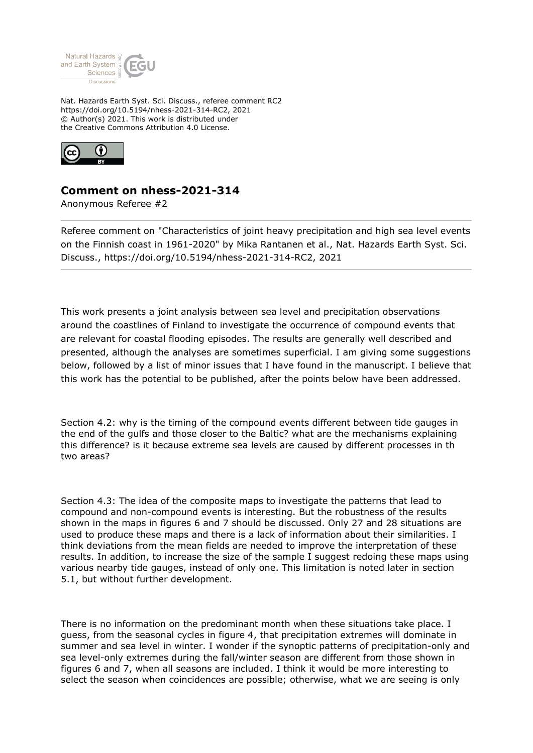Nat. Hazards Earth Syst. Sci. Discuss., referee comment RC2
https://doi.org/10.5194/nhess-2021-314-RC2, 2021
© Author(s) 2021. This work is distributed under
the Creative Commons Attribution 4.0 License.

## Comment on nhess-2021-314

Anonymous Referee #2

Referee comment on "Characteristics of joint heavy precipitation and high sea level events on the Finnish coast in 1961-2020" by Mika Rantanen et al., Nat. Hazards Earth Syst. Sci. Discuss., https://doi.org/10.5194/nhess-2021-314-RC2, 2021

This work presents a joint analysis between sea level and precipitation observations around the coastlines of Finland to investigate the occurrence of compound events that are relevant for coastal flooding episodes. The results are generally well described and presented, although the analyses are sometimes superficial. I am giving some suggestions below, followed by a list of minor issues that I have found in the manuscript. I believe that this work has the potential to be published, after the points below have been addressed.

Section 4.2: why is the timing of the compound events different between tide gauges in the end of the gulfs and those closer to the Baltic? what are the mechanisms explaining this difference? is it because extreme sea levels are caused by different processes in th two areas?

Section 4.3: The idea of the composite maps to investigate the patterns that lead to compound and non-compound events is interesting. But the robustness of the results shown in the maps in figures 6 and 7 should be discussed. Only 27 and 28 situations are used to produce these maps and there is a lack of information about their similarities. I think deviations from the mean fields are needed to improve the interpretation of these results. In addition, to increase the size of the sample I suggest redoing these maps using various nearby tide gauges, instead of only one. This limitation is noted later in section 5.1, but without further development.

There is no information on the predominant month when these situations take place. I guess, from the seasonal cycles in figure 4, that precipitation extremes will dominate in summer and sea level in winter. I wonder if the synoptic patterns of precipitation-only and sea level-only extremes during the fall/winter season are different from those shown in figures 6 and 7, when all seasons are included. I think it would be more interesting to select the season when coincidences are possible; otherwise, what we are seeing is only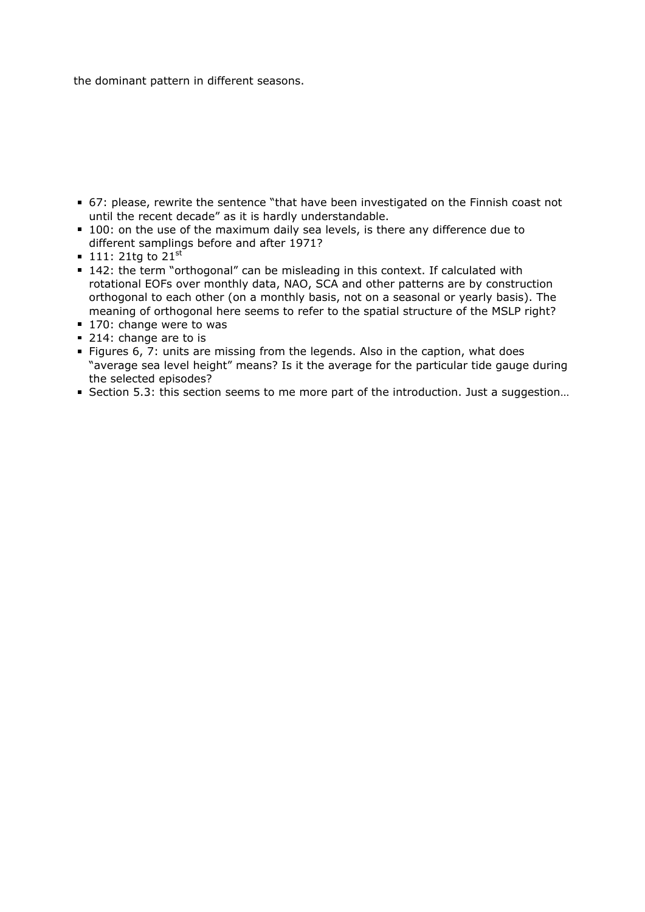the dominant pattern in different seasons.

- 67: please, rewrite the sentence “that have been investigated on the Finnish coast not until the recent decade” as it is hardly understandable.
- 100: on the use of the maximum daily sea levels, is there any difference due to different samplings before and after 1971?
- 111: 21tg to 21$^{st}$
- 142: the term “orthogonal” can be misleading in this context. If calculated with rotational EOFs over monthly data, NAO, SCA and other patterns are by construction orthogonal to each other (on a monthly basis, not on a seasonal or yearly basis). The meaning of orthogonal here seems to refer to the spatial structure of the MSLP right?
- 170: change were to was
- 214: change are to is
- Figures 6, 7: units are missing from the legends. Also in the caption, what does “average sea level height” means? Is it the average for the particular tide gauge during the selected episodes?
- Section 5.3: this section seems to me more part of the introduction. Just a suggestion…